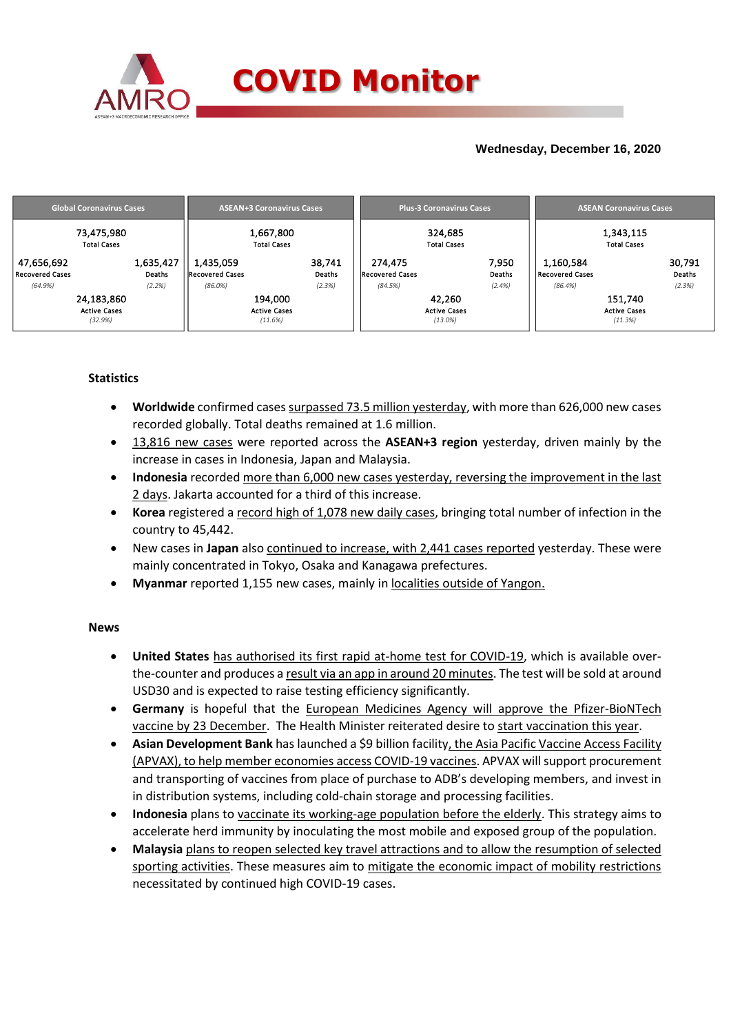# COVID Monitor

**Wednesday, December 16, 2020**

| Global Coronavirus Cases | | ASEAN+3 Coronavirus Cases | | Plus-3 Coronavirus Cases | | ASEAN Coronavirus Cases | |
|---|---|---|---|---|---|---|---|
| 73,475,980 Total Cases | | 1,667,800 Total Cases | | 324,685 Total Cases | | 1,343,115 Total Cases | |
| 47,656,692 Recovered Cases (64.9%) | 1,635,427 Deaths (2.2%) | 1,435,059 Recovered Cases (86.0%) | 38,741 Deaths (2.3%) | 274,475 Recovered Cases (84.5%) | 7,950 Deaths (2.4%) | 1,160,584 Recovered Cases (86.4%) | 30,791 Deaths (2.3%) |
| 24,183,860 Active Cases (32.9%) | | 194,000 Active Cases (11.6%) | | 42,260 Active Cases (13.0%) | | 151,740 Active Cases (11.3%) | |

## Statistics

- **Worldwide** confirmed cases surpassed 73.5 million yesterday, with more than 626,000 new cases recorded globally. Total deaths remained at 1.6 million.
- 13,816 new cases were reported across the **ASEAN+3 region** yesterday, driven mainly by the increase in cases in Indonesia, Japan and Malaysia.
- **Indonesia** recorded more than 6,000 new cases yesterday, reversing the improvement in the last 2 days. Jakarta accounted for a third of this increase.
- **Korea** registered a record high of 1,078 new daily cases, bringing total number of infection in the country to 45,442.
- New cases in **Japan** also continued to increase, with 2,441 cases reported yesterday. These were mainly concentrated in Tokyo, Osaka and Kanagawa prefectures.
- **Myanmar** reported 1,155 new cases, mainly in localities outside of Yangon.

## News

- **United States** has authorised its first rapid at-home test for COVID-19, which is available over-the-counter and produces a result via an app in around 20 minutes. The test will be sold at around USD30 and is expected to raise testing efficiency significantly.
- **Germany** is hopeful that the European Medicines Agency will approve the Pfizer-BioNTech vaccine by 23 December. The Health Minister reiterated desire to start vaccination this year.
- **Asian Development Bank** has launched a $9 billion facility, the Asia Pacific Vaccine Access Facility (APVAX), to help member economies access COVID-19 vaccines. APVAX will support procurement and transporting of vaccines from place of purchase to ADB's developing members, and invest in in distribution systems, including cold-chain storage and processing facilities.
- **Indonesia** plans to vaccinate its working-age population before the elderly. This strategy aims to accelerate herd immunity by inoculating the most mobile and exposed group of the population.
- **Malaysia** plans to reopen selected key travel attractions and to allow the resumption of selected sporting activities. These measures aim to mitigate the economic impact of mobility restrictions necessitated by continued high COVID-19 cases.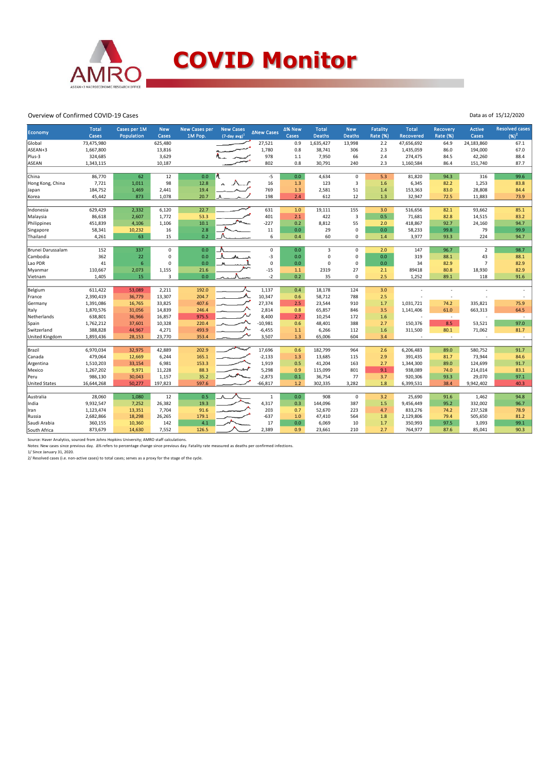# COVID Monitor

Overview of Confirmed COVID-19 Cases

Data as of 15/12/2020

| Economy | Total Cases | Cases per 1M Population | New Cases | New Cases per 1M Pop. | New Cases (7-day avg)[1] | ΔNew Cases | Δ% New Cases | Total Deaths | New Deaths | Fatality Rate (%) | Total Recovered | Recovery Rate (%) | Active Cases | Resolved cases (%)[2] |
|---|---|---|---|---|---|---|---|---|---|---|---|---|---|---|
| Global | 73,475,980 | | 625,480 | | | 27,521 | 0.9 | 1,635,427 | 13,998 | 2.2 | 47,656,692 | 64.9 | 24,183,860 | 67.1 |
| ASEAN+3 | 1,667,800 | | 13,816 | | | 1,780 | 0.8 | 38,741 | 306 | 2.3 | 1,435,059 | 86.0 | 194,000 | 67.0 |
| Plus-3 | 324,685 | | 3,629 | | | 978 | 1.1 | 7,950 | 66 | 2.4 | 274,475 | 84.5 | 42,260 | 88.4 |
| ASEAN | 1,343,115 | | 10,187 | | | 802 | 0.8 | 30,791 | 240 | 2.3 | 1,160,584 | 86.4 | 151,740 | 87.7 |
| | | | | | | | | | | | | | | |
| China | 86,770 | 62 | 12 | 0.0 | | -5 | 0.0 | 4,634 | 0 | 5.3 | 81,820 | 94.3 | 316 | 99.6 |
| Hong Kong, China | 7,721 | 1,011 | 98 | 12.8 | | 16 | 1.3 | 123 | 3 | 1.6 | 6,345 | 82.2 | 1,253 | 83.8 |
| Japan | 184,752 | 1,469 | 2,441 | 19.4 | | 769 | 1.3 | 2,581 | 51 | 1.4 | 153,363 | 83.0 | 28,808 | 84.4 |
| Korea | 45,442 | 873 | 1,078 | 20.7 | | 198 | 2.4 | 612 | 12 | 1.3 | 32,947 | 72.5 | 11,883 | 73.9 |
| | | | | | | | | | | | | | | |
| Indonesia | 629,429 | 2,332 | 6,120 | 22.7 | | 631 | 1.0 | 19,111 | 155 | 3.0 | 516,656 | 82.1 | 93,662 | 85.1 |
| Malaysia | 86,618 | 2,607 | 1,772 | 53.3 | | 401 | 2.1 | 422 | 3 | 0.5 | 71,681 | 82.8 | 14,515 | 83.2 |
| Philippines | 451,839 | 4,106 | 1,106 | 10.1 | | -227 | 0.2 | 8,812 | 55 | 2.0 | 418,867 | 92.7 | 24,160 | 94.7 |
| Singapore | 58,341 | 10,232 | 16 | 2.8 | | 11 | 0.0 | 29 | 0 | 0.0 | 58,233 | 99.8 | 79 | 99.9 |
| Thailand | 4,261 | 63 | 15 | 0.2 | | 6 | 0.4 | 60 | 0 | 1.4 | 3,977 | 93.3 | 224 | 94.7 |
| | | | | | | | | | | | | | | |
| Brunei Darussalam | 152 | 337 | 0 | 0.0 | | 0 | 0.0 | 3 | 0 | 2.0 | 147 | 96.7 | 2 | 98.7 |
| Cambodia | 362 | 22 | 0 | 0.0 | | -3 | 0.0 | 0 | 0 | 0.0 | 319 | 88.1 | 43 | 88.1 |
| Lao PDR | 41 | 6 | 0 | 0.0 | | 0 | 0.0 | 0 | 0 | 0.0 | 34 | 82.9 | 7 | 82.9 |
| Myanmar | 110,667 | 2,073 | 1,155 | 21.6 | | -15 | 1.1 | 2319 | 27 | 2.1 | 89418 | 80.8 | 18,930 | 82.9 |
| Vietnam | 1,405 | 15 | 3 | 0.0 | | -2 | 0.2 | 35 | 0 | 2.5 | 1,252 | 89.1 | 118 | 91.6 |
| | | | | | | | | | | | | | | |
| Belgium | 611,422 | 53,089 | 2,211 | 192.0 | | 1,137 | 0.4 | 18,178 | 124 | 3.0 | - | - | - | - |
| France | 2,390,419 | 36,779 | 13,307 | 204.7 | | 10,347 | 0.6 | 58,712 | 788 | 2.5 | - | - | - | - |
| Germany | 1,391,086 | 16,765 | 33,825 | 407.6 | | 27,374 | 2.5 | 23,544 | 910 | 1.7 | 1,031,721 | 74.2 | 335,821 | 75.9 |
| Italy | 1,870,576 | 31,056 | 14,839 | 246.4 | | 2,814 | 0.8 | 65,857 | 846 | 3.5 | 1,141,406 | 61.0 | 663,313 | 64.5 |
| Netherlands | 638,801 | 36,966 | 16,857 | 975.5 | | 8,400 | 2.7 | 10,254 | 172 | 1.6 | - | - | - | - |
| Spain | 1,762,212 | 37,601 | 10,328 | 220.4 | | -10,981 | 0.6 | 48,401 | 388 | 2.7 | 150,376 | 8.5 | 53,521 | 97.0 |
| Switzerland | 388,828 | 44,967 | 4,271 | 493.9 | | -6,455 | 1.1 | 6,266 | 112 | 1.6 | 311,500 | 80.1 | 71,062 | 81.7 |
| United Kingdom | 1,893,436 | 28,153 | 23,770 | 353.4 | | 3,507 | 1.3 | 65,006 | 604 | 3.4 | - | - | - | - |
| | | | | | | | | | | | | | | |
| Brazil | 6,970,034 | 32,975 | 42,889 | 202.9 | | 17,696 | 0.6 | 182,799 | 964 | 2.6 | 6,206,483 | 89.0 | 580,752 | 91.7 |
| Canada | 479,064 | 12,669 | 6,244 | 165.1 | | -2,133 | 1.3 | 13,685 | 115 | 2.9 | 391,435 | 81.7 | 73,944 | 84.6 |
| Argentina | 1,510,203 | 33,154 | 6,981 | 153.3 | | 1,919 | 0.5 | 41,204 | 163 | 2.7 | 1,344,300 | 89.0 | 124,699 | 91.7 |
| Mexico | 1,267,202 | 9,971 | 11,228 | 88.3 | | 5,298 | 0.9 | 115,099 | 801 | 9.1 | 938,089 | 74.0 | 214,014 | 83.1 |
| Peru | 986,130 | 30,043 | 1,157 | 35.2 | | -2,873 | 0.1 | 36,754 | 77 | 3.7 | 920,306 | 93.3 | 29,070 | 97.1 |
| United States | 16,644,268 | 50,277 | 197,823 | 597.6 | | -66,817 | 1.2 | 302,335 | 3,282 | 1.8 | 6,399,531 | 38.4 | 9,942,402 | 40.3 |
| | | | | | | | | | | | | | | |
| Australia | 28,060 | 1,080 | 12 | 0.5 | | 1 | 0.0 | 908 | 0 | 3.2 | 25,690 | 91.6 | 1,462 | 94.8 |
| India | 9,932,547 | 7,252 | 26,382 | 19.3 | | 4,317 | 0.3 | 144,096 | 387 | 1.5 | 9,456,449 | 95.2 | 332,002 | 96.7 |
| Iran | 1,123,474 | 13,351 | 7,704 | 91.6 | | 203 | 0.7 | 52,670 | 223 | 4.7 | 833,276 | 74.2 | 237,528 | 78.9 |
| Russia | 2,682,866 | 18,298 | 26,265 | 179.1 | | -637 | 1.0 | 47,410 | 564 | 1.8 | 2,129,806 | 79.4 | 505,650 | 81.2 |
| Saudi Arabia | 360,155 | 10,360 | 142 | 4.1 | | 17 | 0.0 | 6,069 | 10 | 1.7 | 350,993 | 97.5 | 3,093 | 99.1 |
| South Africa | 873,679 | 14,630 | 7,552 | 126.5 | | 2,389 | 0.9 | 23,661 | 210 | 2.7 | 764,977 | 87.6 | 85,041 | 90.3 |

Source: Haver Analytics, sourced from Johns Hopkins University; AMRO staff calculations.

Notes: New cases since previous day. Δ% refers to percentage change since previous day. Fatality rate measured as deaths per confirmed infections.

1/ Since January 31, 2020.

2/ Resolved cases (i.e. non-active cases) to total cases; serves as a proxy for the stage of the cycle.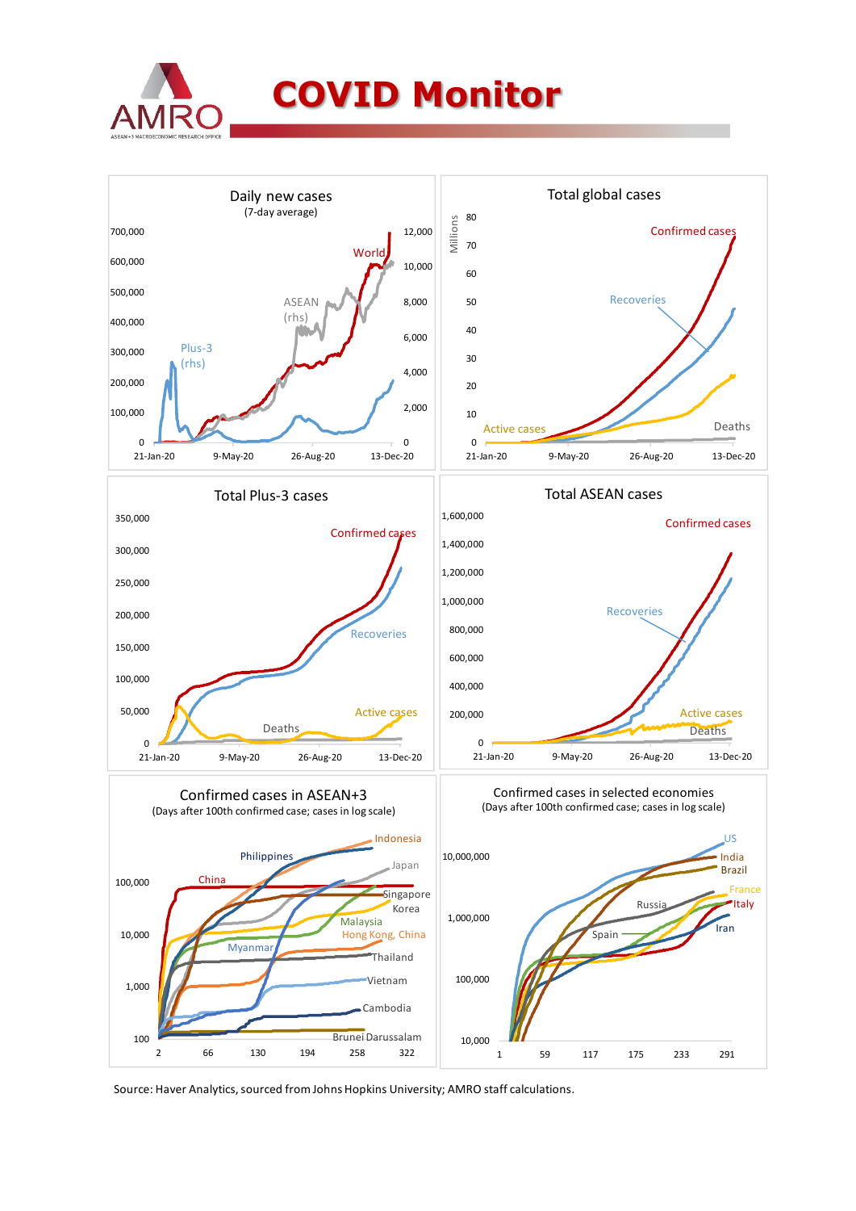# COVID Monitor

AMRO
ASEAN+3 MACROECONOMIC RESEARCH OFFICE

## Daily new cases
(7-day average)

700,000
600,000
500,000
400,000
300,000
200,000
100,000
0

12,000
10,000
8,000
6,000
4,000
2,000
0

World
ASEAN (rhs)
Plus-3 (rhs)

21-Jan-20 9-May-20 26-Aug-20 13-Dec-20

## Total global cases

Millions

80
70
60
50
40
30
20
10
0

Confirmed cases
Recoveries
Active cases
Deaths

21-Jan-20 9-May-20 26-Aug-20 13-Dec-20

## Total Plus-3 cases

350,000
300,000
250,000
200,000
150,000
100,000
50,000
0

Confirmed cases
Recoveries
Active cases
Deaths

21-Jan-20 9-May-20 26-Aug-20 13-Dec-20

## Total ASEAN cases

1,600,000
1,400,000
1,200,000
1,000,000
800,000
600,000
400,000
200,000
0

Confirmed cases
Recoveries
Active cases
Deaths

21-Jan-20 9-May-20 26-Aug-20 13-Dec-20

## Confirmed cases in ASEAN+3
(Days after 100th confirmed case; cases in log scale)

100,000
10,000
1,000
100

Indonesia
Philippines
Japan
China
Singapore
Korea
Malaysia
Hong Kong, China
Myanmar
Thailand
Vietnam
Cambodia
Brunei Darussalam

2 66 130 194 258 322

## Confirmed cases in selected economies
(Days after 100th confirmed case; cases in log scale)

10,000,000
1,000,000
100,000
10,000

US
India
Brazil
France
Italy
Russia
Spain
Iran

1 59 117 175 233 291

Source: Haver Analytics, sourced from Johns Hopkins University; AMRO staff calculations.